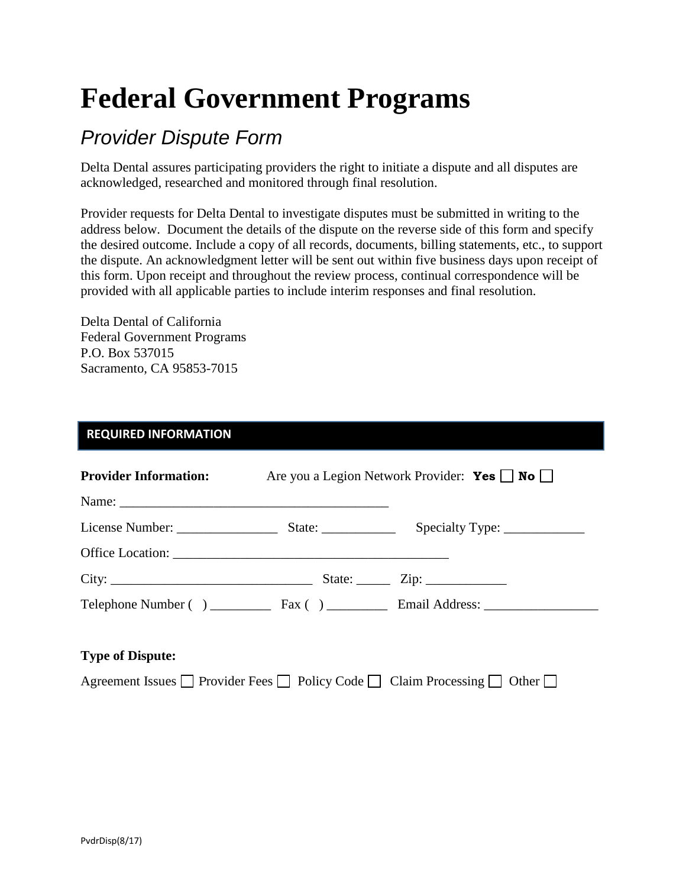# Federal Government Programs

## *Provider Dispute Form*

Delta Dental assures participating providers the right to initiate a dispute and all disputes are acknowledged, researched and monitored through final resolution.

Provider requests for Delta Dental to investigate disputes must be submitted in writing to the address below. Document the details of the dispute on the reverse side of this form and specify the desired outcome. Include a copy of all records, documents, billing statements, etc., to support the dispute. An acknowledgment letter will be sent out within five business days upon receipt of this form. Upon receipt and throughout the review process, continual correspondence will be provided with all applicable parties to include interim responses and final resolution.

Delta Dental of California
Federal Government Programs
P.O. Box 537015
Sacramento, CA 95853-7015

**REQUIRED INFORMATION**

**Provider Information:** Are you a Legion Network Provider: **Yes** ☐ **No** ☐

Name: ________________________________________

License Number: _______________ State: ___________ Specialty Type: ____________

Office Location: ________________________________________

City: ______________________________ State: _____ Zip: ____________

Telephone Number ( ) _________ Fax ( ) _________ Email Address: _________________

**Type of Dispute:**

Agreement Issues ☐ Provider Fees ☐ Policy Code ☐ Claim Processing ☐ Other ☐

PvdrDisp(8/17)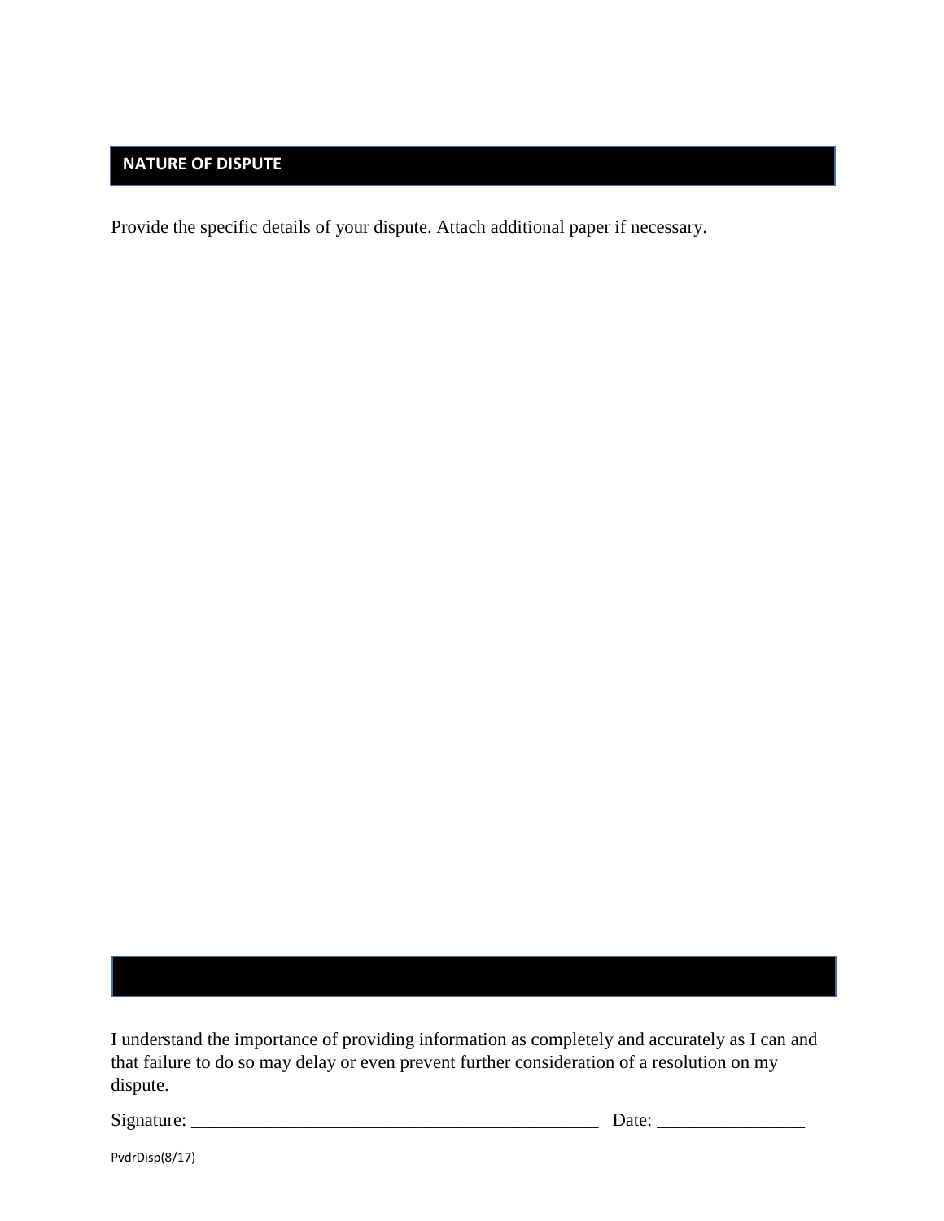## NATURE OF DISPUTE

Provide the specific details of your dispute. Attach additional paper if necessary.

I understand the importance of providing information as completely and accurately as I can and that failure to do so may delay or even prevent further consideration of a resolution on my dispute.

Signature: _____________________________________________ Date: ________________

PvdrDisp(8/17)